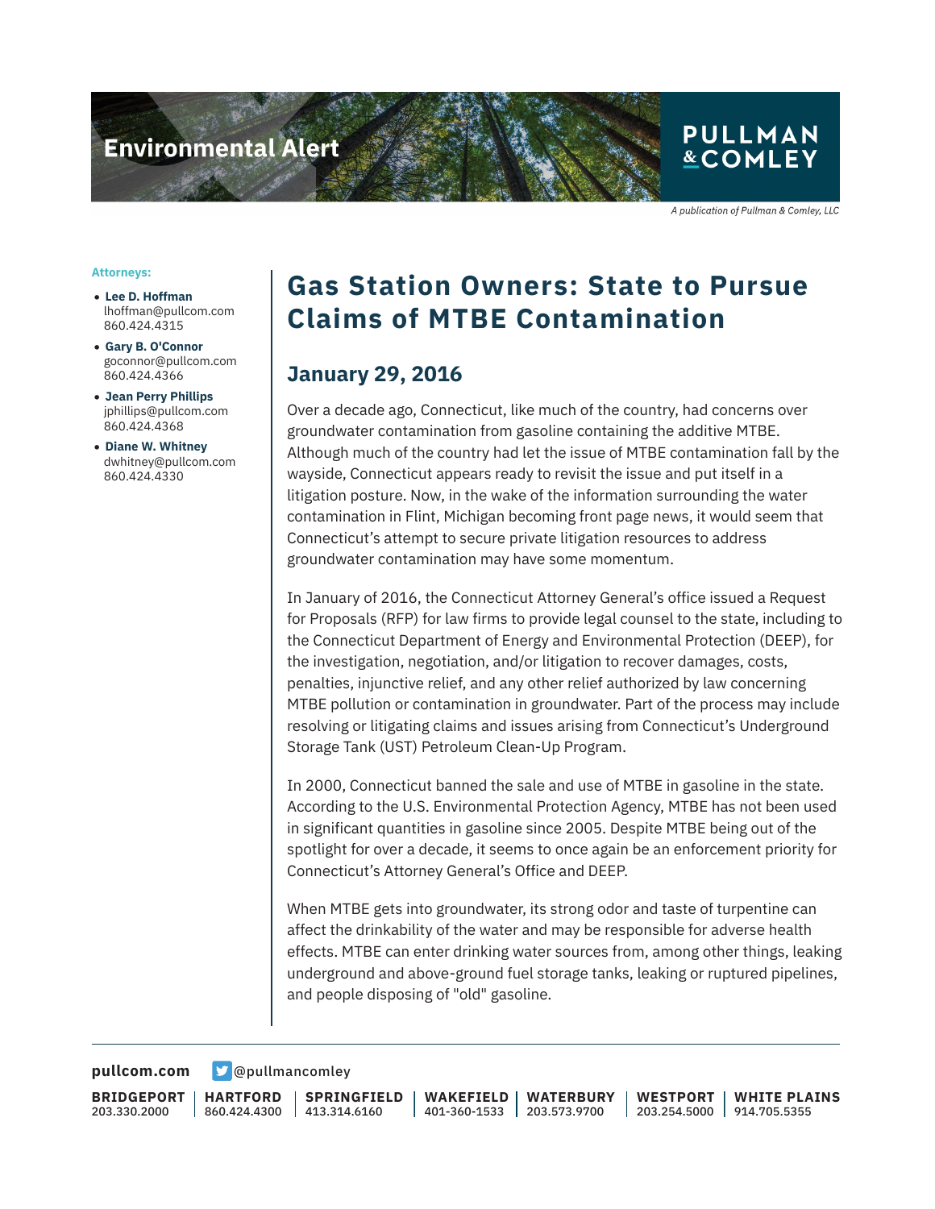Environmental Alert

PULLMAN & COMLEY

*A publication of Pullman & Comley, LLC*

**Attorneys:**

- **Lee D. Hoffman**
  lhoffman@pullcom.com
  860.424.4315
- **Gary B. O'Connor**
  goconnor@pullcom.com
  860.424.4366
- **Jean Perry Phillips**
  jphillips@pullcom.com
  860.424.4368
- **Diane W. Whitney**
  dwhitney@pullcom.com
  860.424.4330

# Gas Station Owners: State to Pursue Claims of MTBE Contamination

## January 29, 2016

Over a decade ago, Connecticut, like much of the country, had concerns over groundwater contamination from gasoline containing the additive MTBE. Although much of the country had let the issue of MTBE contamination fall by the wayside, Connecticut appears ready to revisit the issue and put itself in a litigation posture. Now, in the wake of the information surrounding the water contamination in Flint, Michigan becoming front page news, it would seem that Connecticut's attempt to secure private litigation resources to address groundwater contamination may have some momentum.

In January of 2016, the Connecticut Attorney General's office issued a Request for Proposals (RFP) for law firms to provide legal counsel to the state, including to the Connecticut Department of Energy and Environmental Protection (DEEP), for the investigation, negotiation, and/or litigation to recover damages, costs, penalties, injunctive relief, and any other relief authorized by law concerning MTBE pollution or contamination in groundwater. Part of the process may include resolving or litigating claims and issues arising from Connecticut's Underground Storage Tank (UST) Petroleum Clean-Up Program.

In 2000, Connecticut banned the sale and use of MTBE in gasoline in the state. According to the U.S. Environmental Protection Agency, MTBE has not been used in significant quantities in gasoline since 2005. Despite MTBE being out of the spotlight for over a decade, it seems to once again be an enforcement priority for Connecticut's Attorney General's Office and DEEP.

When MTBE gets into groundwater, its strong odor and taste of turpentine can affect the drinkability of the water and may be responsible for adverse health effects. MTBE can enter drinking water sources from, among other things, leaking underground and above-ground fuel storage tanks, leaking or ruptured pipelines, and people disposing of "old" gasoline.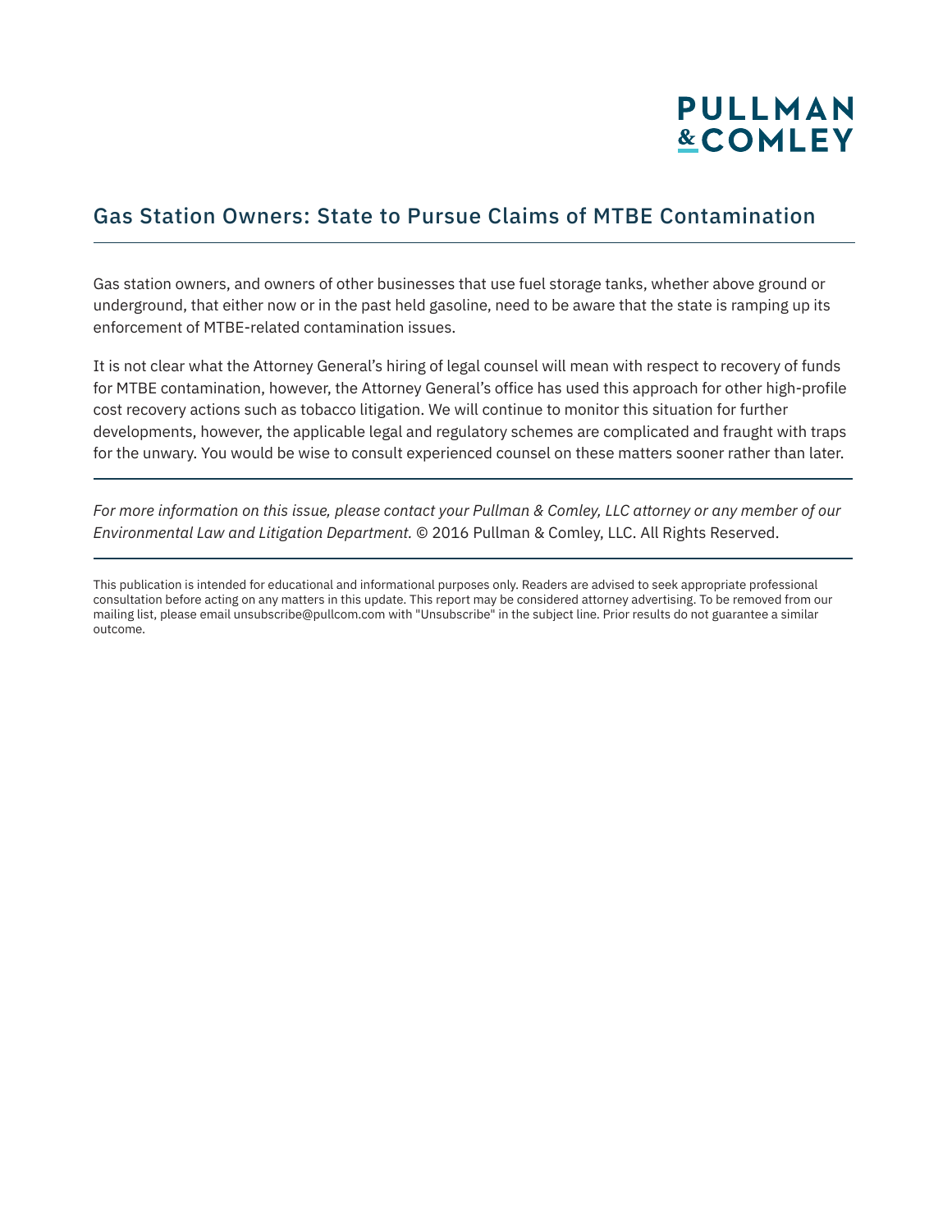## Gas Station Owners: State to Pursue Claims of MTBE Contamination

Gas station owners, and owners of other businesses that use fuel storage tanks, whether above ground or underground, that either now or in the past held gasoline, need to be aware that the state is ramping up its enforcement of MTBE-related contamination issues.

It is not clear what the Attorney General's hiring of legal counsel will mean with respect to recovery of funds for MTBE contamination, however, the Attorney General's office has used this approach for other high-profile cost recovery actions such as tobacco litigation. We will continue to monitor this situation for further developments, however, the applicable legal and regulatory schemes are complicated and fraught with traps for the unwary. You would be wise to consult experienced counsel on these matters sooner rather than later.

---

*For more information on this issue, please contact your Pullman & Comley, LLC attorney or any member of our Environmental Law and Litigation Department.* © 2016 Pullman & Comley, LLC. All Rights Reserved.

---

This publication is intended for educational and informational purposes only. Readers are advised to seek appropriate professional consultation before acting on any matters in this update. This report may be considered attorney advertising. To be removed from our mailing list, please email unsubscribe@pullcom.com with "Unsubscribe" in the subject line. Prior results do not guarantee a similar outcome.